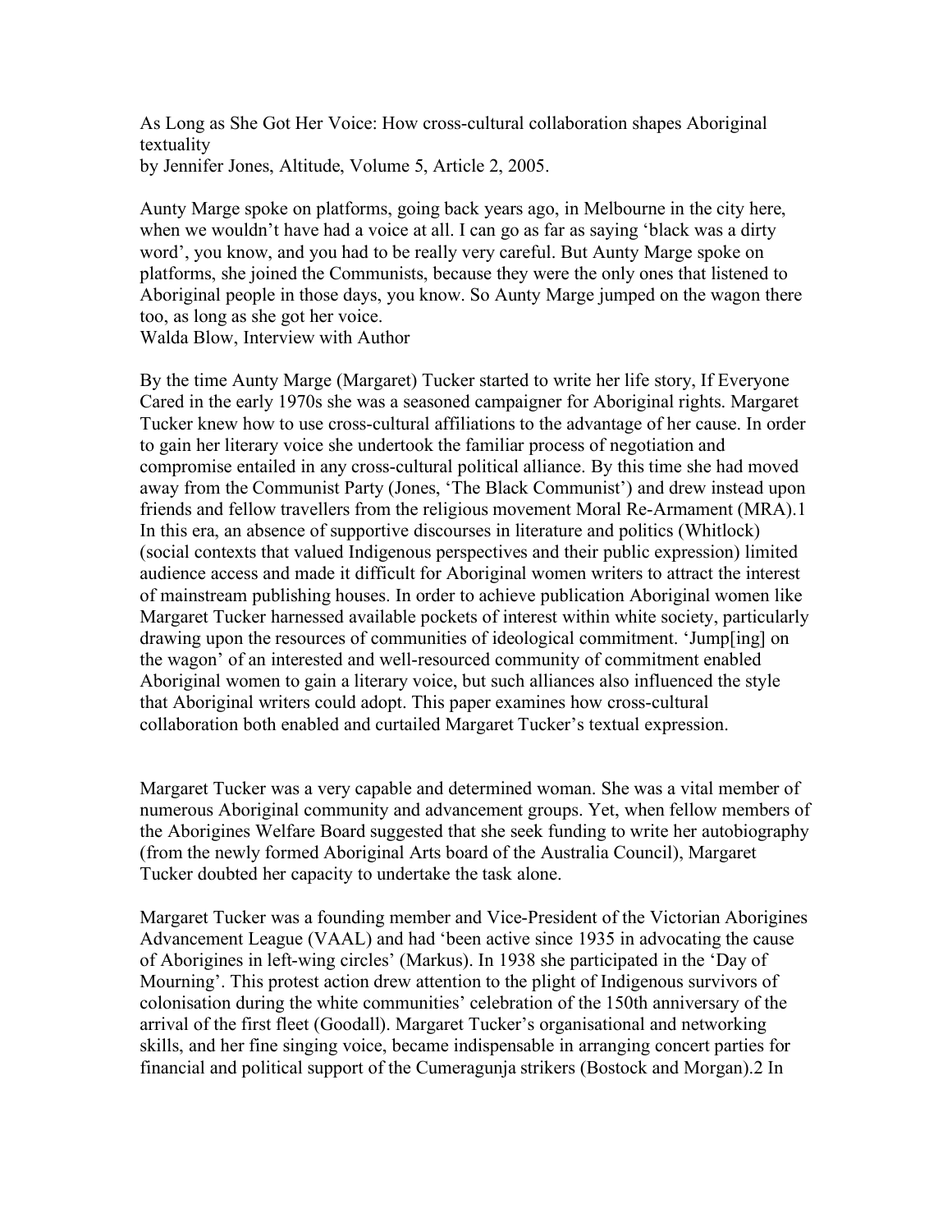As Long as She Got Her Voice: How cross-cultural collaboration shapes Aboriginal textuality
by Jennifer Jones, Altitude, Volume 5, Article 2, 2005.

Aunty Marge spoke on platforms, going back years ago, in Melbourne in the city here, when we wouldn't have had a voice at all. I can go as far as saying 'black was a dirty word', you know, and you had to be really very careful. But Aunty Marge spoke on platforms, she joined the Communists, because they were the only ones that listened to Aboriginal people in those days, you know. So Aunty Marge jumped on the wagon there too, as long as she got her voice.
Walda Blow, Interview with Author

By the time Aunty Marge (Margaret) Tucker started to write her life story, If Everyone Cared in the early 1970s she was a seasoned campaigner for Aboriginal rights. Margaret Tucker knew how to use cross-cultural affiliations to the advantage of her cause. In order to gain her literary voice she undertook the familiar process of negotiation and compromise entailed in any cross-cultural political alliance. By this time she had moved away from the Communist Party (Jones, 'The Black Communist') and drew instead upon friends and fellow travellers from the religious movement Moral Re-Armament (MRA).[1] In this era, an absence of supportive discourses in literature and politics (Whitlock) (social contexts that valued Indigenous perspectives and their public expression) limited audience access and made it difficult for Aboriginal women writers to attract the interest of mainstream publishing houses. In order to achieve publication Aboriginal women like Margaret Tucker harnessed available pockets of interest within white society, particularly drawing upon the resources of communities of ideological commitment. 'Jump[ing] on the wagon' of an interested and well-resourced community of commitment enabled Aboriginal women to gain a literary voice, but such alliances also influenced the style that Aboriginal writers could adopt. This paper examines how cross-cultural collaboration both enabled and curtailed Margaret Tucker's textual expression.

Margaret Tucker was a very capable and determined woman. She was a vital member of numerous Aboriginal community and advancement groups. Yet, when fellow members of the Aborigines Welfare Board suggested that she seek funding to write her autobiography (from the newly formed Aboriginal Arts board of the Australia Council), Margaret Tucker doubted her capacity to undertake the task alone.

Margaret Tucker was a founding member and Vice-President of the Victorian Aborigines Advancement League (VAAL) and had 'been active since 1935 in advocating the cause of Aborigines in left-wing circles' (Markus). In 1938 she participated in the 'Day of Mourning'. This protest action drew attention to the plight of Indigenous survivors of colonisation during the white communities' celebration of the 150th anniversary of the arrival of the first fleet (Goodall). Margaret Tucker's organisational and networking skills, and her fine singing voice, became indispensable in arranging concert parties for financial and political support of the Cumeragunja strikers (Bostock and Morgan).[2] In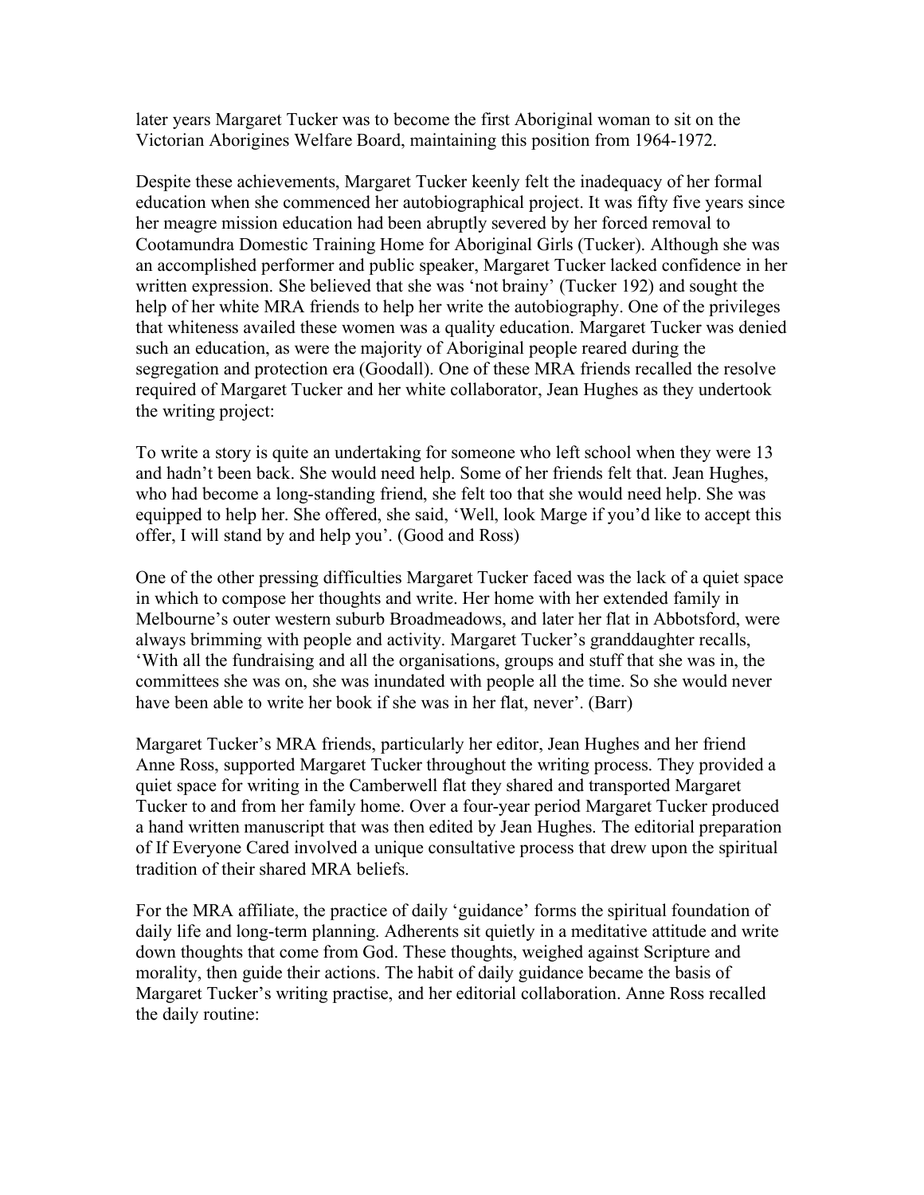later years Margaret Tucker was to become the first Aboriginal woman to sit on the Victorian Aborigines Welfare Board, maintaining this position from 1964-1972.

Despite these achievements, Margaret Tucker keenly felt the inadequacy of her formal education when she commenced her autobiographical project. It was fifty five years since her meagre mission education had been abruptly severed by her forced removal to Cootamundra Domestic Training Home for Aboriginal Girls (Tucker). Although she was an accomplished performer and public speaker, Margaret Tucker lacked confidence in her written expression. She believed that she was 'not brainy' (Tucker 192) and sought the help of her white MRA friends to help her write the autobiography. One of the privileges that whiteness availed these women was a quality education. Margaret Tucker was denied such an education, as were the majority of Aboriginal people reared during the segregation and protection era (Goodall). One of these MRA friends recalled the resolve required of Margaret Tucker and her white collaborator, Jean Hughes as they undertook the writing project:

To write a story is quite an undertaking for someone who left school when they were 13 and hadn't been back. She would need help. Some of her friends felt that. Jean Hughes, who had become a long-standing friend, she felt too that she would need help. She was equipped to help her. She offered, she said, 'Well, look Marge if you'd like to accept this offer, I will stand by and help you'. (Good and Ross)

One of the other pressing difficulties Margaret Tucker faced was the lack of a quiet space in which to compose her thoughts and write. Her home with her extended family in Melbourne's outer western suburb Broadmeadows, and later her flat in Abbotsford, were always brimming with people and activity. Margaret Tucker's granddaughter recalls, 'With all the fundraising and all the organisations, groups and stuff that she was in, the committees she was on, she was inundated with people all the time. So she would never have been able to write her book if she was in her flat, never'. (Barr)

Margaret Tucker's MRA friends, particularly her editor, Jean Hughes and her friend Anne Ross, supported Margaret Tucker throughout the writing process. They provided a quiet space for writing in the Camberwell flat they shared and transported Margaret Tucker to and from her family home. Over a four-year period Margaret Tucker produced a hand written manuscript that was then edited by Jean Hughes. The editorial preparation of If Everyone Cared involved a unique consultative process that drew upon the spiritual tradition of their shared MRA beliefs.

For the MRA affiliate, the practice of daily 'guidance' forms the spiritual foundation of daily life and long-term planning. Adherents sit quietly in a meditative attitude and write down thoughts that come from God. These thoughts, weighed against Scripture and morality, then guide their actions. The habit of daily guidance became the basis of Margaret Tucker's writing practise, and her editorial collaboration. Anne Ross recalled the daily routine: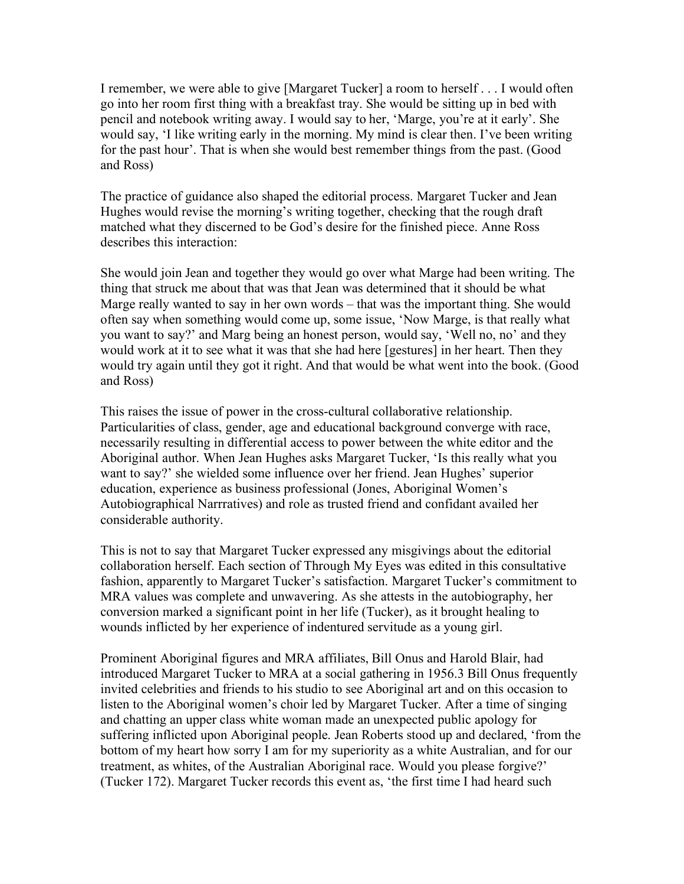I remember, we were able to give [Margaret Tucker] a room to herself . . . I would often go into her room first thing with a breakfast tray. She would be sitting up in bed with pencil and notebook writing away. I would say to her, 'Marge, you're at it early'. She would say, 'I like writing early in the morning. My mind is clear then. I've been writing for the past hour'. That is when she would best remember things from the past. (Good and Ross)

The practice of guidance also shaped the editorial process. Margaret Tucker and Jean Hughes would revise the morning's writing together, checking that the rough draft matched what they discerned to be God's desire for the finished piece. Anne Ross describes this interaction:

She would join Jean and together they would go over what Marge had been writing. The thing that struck me about that was that Jean was determined that it should be what Marge really wanted to say in her own words – that was the important thing. She would often say when something would come up, some issue, 'Now Marge, is that really what you want to say?' and Marg being an honest person, would say, 'Well no, no' and they would work at it to see what it was that she had here [gestures] in her heart. Then they would try again until they got it right. And that would be what went into the book. (Good and Ross)

This raises the issue of power in the cross-cultural collaborative relationship. Particularities of class, gender, age and educational background converge with race, necessarily resulting in differential access to power between the white editor and the Aboriginal author. When Jean Hughes asks Margaret Tucker, 'Is this really what you want to say?' she wielded some influence over her friend. Jean Hughes' superior education, experience as business professional (Jones, Aboriginal Women's Autobiographical Narrratives) and role as trusted friend and confidant availed her considerable authority.

This is not to say that Margaret Tucker expressed any misgivings about the editorial collaboration herself. Each section of Through My Eyes was edited in this consultative fashion, apparently to Margaret Tucker's satisfaction. Margaret Tucker's commitment to MRA values was complete and unwavering. As she attests in the autobiography, her conversion marked a significant point in her life (Tucker), as it brought healing to wounds inflicted by her experience of indentured servitude as a young girl.

Prominent Aboriginal figures and MRA affiliates, Bill Onus and Harold Blair, had introduced Margaret Tucker to MRA at a social gathering in 1956.[3] Bill Onus frequently invited celebrities and friends to his studio to see Aboriginal art and on this occasion to listen to the Aboriginal women's choir led by Margaret Tucker. After a time of singing and chatting an upper class white woman made an unexpected public apology for suffering inflicted upon Aboriginal people. Jean Roberts stood up and declared, 'from the bottom of my heart how sorry I am for my superiority as a white Australian, and for our treatment, as whites, of the Australian Aboriginal race. Would you please forgive?' (Tucker 172). Margaret Tucker records this event as, 'the first time I had heard such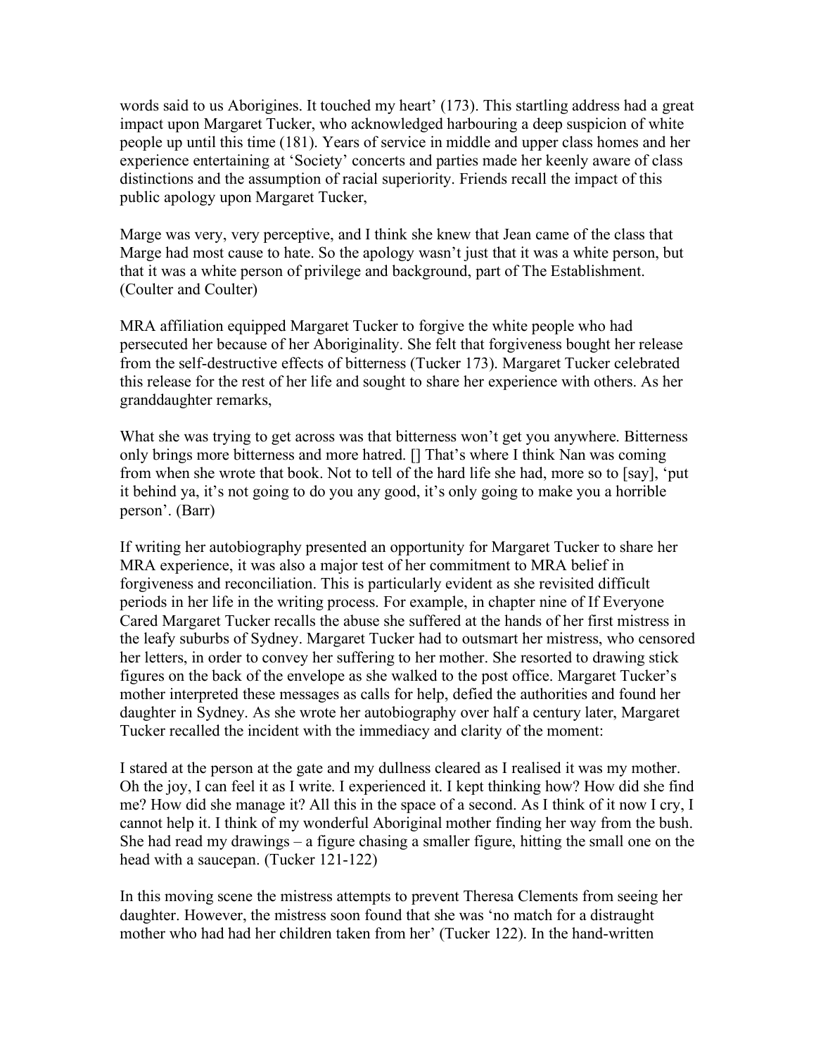words said to us Aborigines. It touched my heart' (173). This startling address had a great impact upon Margaret Tucker, who acknowledged harbouring a deep suspicion of white people up until this time (181). Years of service in middle and upper class homes and her experience entertaining at 'Society' concerts and parties made her keenly aware of class distinctions and the assumption of racial superiority. Friends recall the impact of this public apology upon Margaret Tucker,

Marge was very, very perceptive, and I think she knew that Jean came of the class that Marge had most cause to hate. So the apology wasn't just that it was a white person, but that it was a white person of privilege and background, part of The Establishment. (Coulter and Coulter)

MRA affiliation equipped Margaret Tucker to forgive the white people who had persecuted her because of her Aboriginality. She felt that forgiveness bought her release from the self-destructive effects of bitterness (Tucker 173). Margaret Tucker celebrated this release for the rest of her life and sought to share her experience with others. As her granddaughter remarks,

What she was trying to get across was that bitterness won't get you anywhere. Bitterness only brings more bitterness and more hatred. [] That's where I think Nan was coming from when she wrote that book. Not to tell of the hard life she had, more so to [say], 'put it behind ya, it's not going to do you any good, it's only going to make you a horrible person'. (Barr)

If writing her autobiography presented an opportunity for Margaret Tucker to share her MRA experience, it was also a major test of her commitment to MRA belief in forgiveness and reconciliation. This is particularly evident as she revisited difficult periods in her life in the writing process. For example, in chapter nine of If Everyone Cared Margaret Tucker recalls the abuse she suffered at the hands of her first mistress in the leafy suburbs of Sydney. Margaret Tucker had to outsmart her mistress, who censored her letters, in order to convey her suffering to her mother. She resorted to drawing stick figures on the back of the envelope as she walked to the post office. Margaret Tucker's mother interpreted these messages as calls for help, defied the authorities and found her daughter in Sydney. As she wrote her autobiography over half a century later, Margaret Tucker recalled the incident with the immediacy and clarity of the moment:

I stared at the person at the gate and my dullness cleared as I realised it was my mother. Oh the joy, I can feel it as I write. I experienced it. I kept thinking how? How did she find me? How did she manage it? All this in the space of a second. As I think of it now I cry, I cannot help it. I think of my wonderful Aboriginal mother finding her way from the bush. She had read my drawings – a figure chasing a smaller figure, hitting the small one on the head with a saucepan. (Tucker 121-122)

In this moving scene the mistress attempts to prevent Theresa Clements from seeing her daughter. However, the mistress soon found that she was 'no match for a distraught mother who had had her children taken from her' (Tucker 122). In the hand-written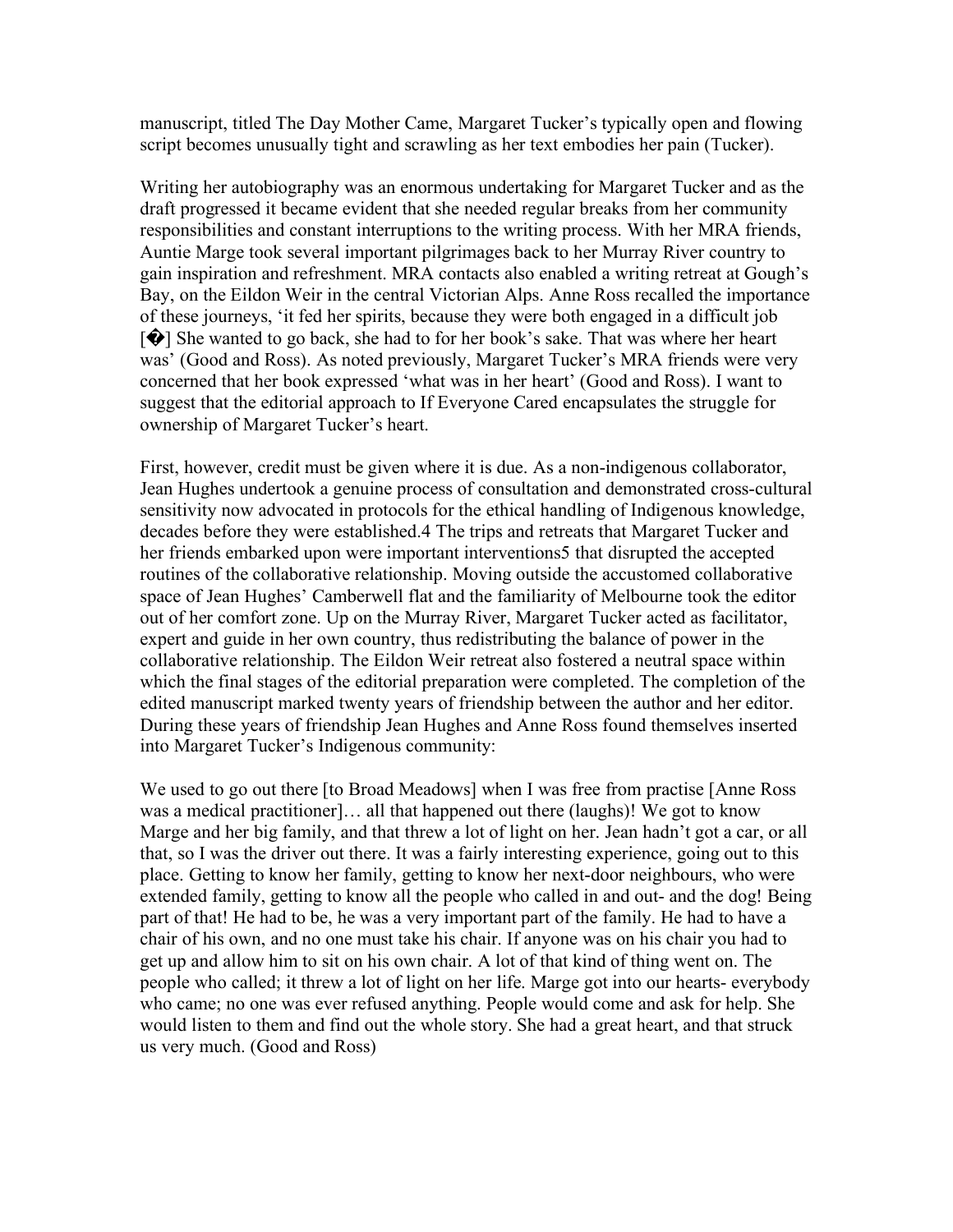manuscript, titled The Day Mother Came, Margaret Tucker's typically open and flowing script becomes unusually tight and scrawling as her text embodies her pain (Tucker).

Writing her autobiography was an enormous undertaking for Margaret Tucker and as the draft progressed it became evident that she needed regular breaks from her community responsibilities and constant interruptions to the writing process. With her MRA friends, Auntie Marge took several important pilgrimages back to her Murray River country to gain inspiration and refreshment. MRA contacts also enabled a writing retreat at Gough's Bay, on the Eildon Weir in the central Victorian Alps. Anne Ross recalled the importance of these journeys, 'it fed her spirits, because they were both engaged in a difficult job [�] She wanted to go back, she had to for her book's sake. That was where her heart was' (Good and Ross). As noted previously, Margaret Tucker's MRA friends were very concerned that her book expressed 'what was in her heart' (Good and Ross). I want to suggest that the editorial approach to If Everyone Cared encapsulates the struggle for ownership of Margaret Tucker's heart.

First, however, credit must be given where it is due. As a non-indigenous collaborator, Jean Hughes undertook a genuine process of consultation and demonstrated cross-cultural sensitivity now advocated in protocols for the ethical handling of Indigenous knowledge, decades before they were established.[4] The trips and retreats that Margaret Tucker and her friends embarked upon were important interventions[5] that disrupted the accepted routines of the collaborative relationship. Moving outside the accustomed collaborative space of Jean Hughes' Camberwell flat and the familiarity of Melbourne took the editor out of her comfort zone. Up on the Murray River, Margaret Tucker acted as facilitator, expert and guide in her own country, thus redistributing the balance of power in the collaborative relationship. The Eildon Weir retreat also fostered a neutral space within which the final stages of the editorial preparation were completed. The completion of the edited manuscript marked twenty years of friendship between the author and her editor. During these years of friendship Jean Hughes and Anne Ross found themselves inserted into Margaret Tucker's Indigenous community:

We used to go out there [to Broad Meadows] when I was free from practise [Anne Ross was a medical practitioner]… all that happened out there (laughs)! We got to know Marge and her big family, and that threw a lot of light on her. Jean hadn't got a car, or all that, so I was the driver out there. It was a fairly interesting experience, going out to this place. Getting to know her family, getting to know her next-door neighbours, who were extended family, getting to know all the people who called in and out- and the dog! Being part of that! He had to be, he was a very important part of the family. He had to have a chair of his own, and no one must take his chair. If anyone was on his chair you had to get up and allow him to sit on his own chair. A lot of that kind of thing went on. The people who called; it threw a lot of light on her life. Marge got into our hearts- everybody who came; no one was ever refused anything. People would come and ask for help. She would listen to them and find out the whole story. She had a great heart, and that struck us very much. (Good and Ross)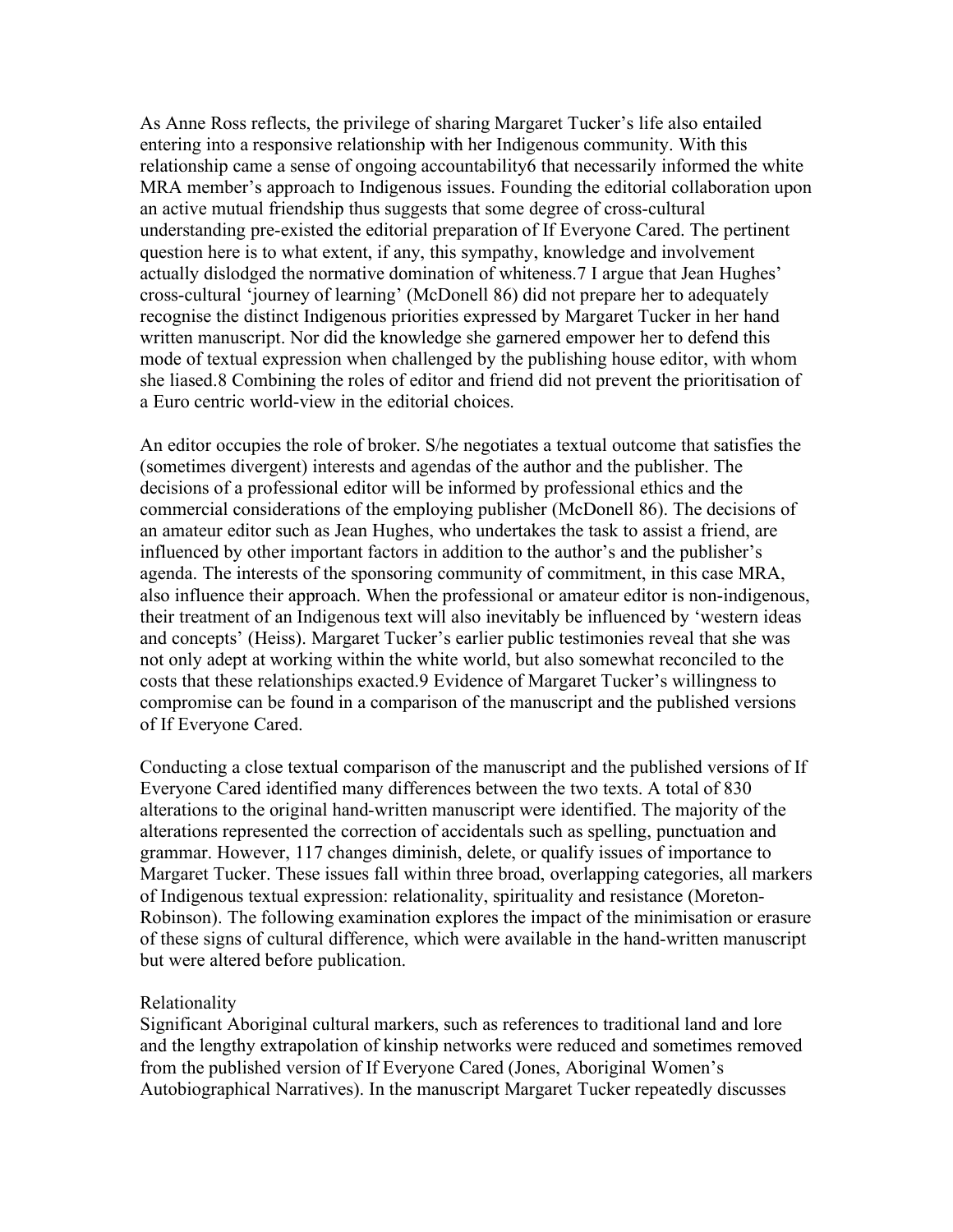As Anne Ross reflects, the privilege of sharing Margaret Tucker's life also entailed entering into a responsive relationship with her Indigenous community. With this relationship came a sense of ongoing accountability[6] that necessarily informed the white MRA member's approach to Indigenous issues. Founding the editorial collaboration upon an active mutual friendship thus suggests that some degree of cross-cultural understanding pre-existed the editorial preparation of If Everyone Cared. The pertinent question here is to what extent, if any, this sympathy, knowledge and involvement actually dislodged the normative domination of whiteness.[7] I argue that Jean Hughes' cross-cultural 'journey of learning' (McDonell 86) did not prepare her to adequately recognise the distinct Indigenous priorities expressed by Margaret Tucker in her hand written manuscript. Nor did the knowledge she garnered empower her to defend this mode of textual expression when challenged by the publishing house editor, with whom she liased.[8] Combining the roles of editor and friend did not prevent the prioritisation of a Euro centric world-view in the editorial choices.

An editor occupies the role of broker. S/he negotiates a textual outcome that satisfies the (sometimes divergent) interests and agendas of the author and the publisher. The decisions of a professional editor will be informed by professional ethics and the commercial considerations of the employing publisher (McDonell 86). The decisions of an amateur editor such as Jean Hughes, who undertakes the task to assist a friend, are influenced by other important factors in addition to the author's and the publisher's agenda. The interests of the sponsoring community of commitment, in this case MRA, also influence their approach. When the professional or amateur editor is non-indigenous, their treatment of an Indigenous text will also inevitably be influenced by 'western ideas and concepts' (Heiss). Margaret Tucker's earlier public testimonies reveal that she was not only adept at working within the white world, but also somewhat reconciled to the costs that these relationships exacted.[9] Evidence of Margaret Tucker's willingness to compromise can be found in a comparison of the manuscript and the published versions of If Everyone Cared.

Conducting a close textual comparison of the manuscript and the published versions of If Everyone Cared identified many differences between the two texts. A total of 830 alterations to the original hand-written manuscript were identified. The majority of the alterations represented the correction of accidentals such as spelling, punctuation and grammar. However, 117 changes diminish, delete, or qualify issues of importance to Margaret Tucker. These issues fall within three broad, overlapping categories, all markers of Indigenous textual expression: relationality, spirituality and resistance (Moreton-Robinson). The following examination explores the impact of the minimisation or erasure of these signs of cultural difference, which were available in the hand-written manuscript but were altered before publication.

## Relationality

Significant Aboriginal cultural markers, such as references to traditional land and lore and the lengthy extrapolation of kinship networks were reduced and sometimes removed from the published version of If Everyone Cared (Jones, Aboriginal Women's Autobiographical Narratives). In the manuscript Margaret Tucker repeatedly discusses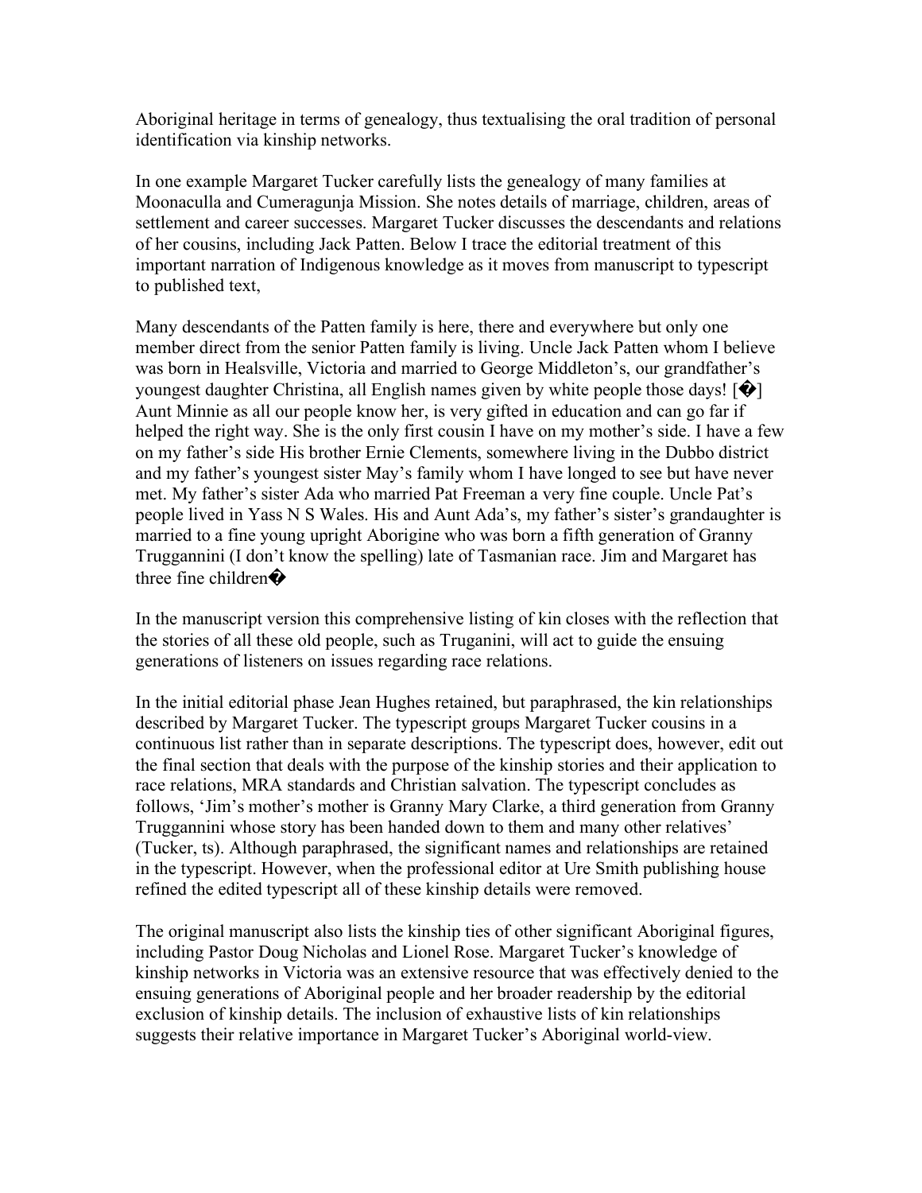Aboriginal heritage in terms of genealogy, thus textualising the oral tradition of personal identification via kinship networks.

In one example Margaret Tucker carefully lists the genealogy of many families at Moonaculla and Cumeragunja Mission. She notes details of marriage, children, areas of settlement and career successes. Margaret Tucker discusses the descendants and relations of her cousins, including Jack Patten. Below I trace the editorial treatment of this important narration of Indigenous knowledge as it moves from manuscript to typescript to published text,

> Many descendants of the Patten family is here, there and everywhere but only one member direct from the senior Patten family is living. Uncle Jack Patten whom I believe was born in Healsville, Victoria and married to George Middleton's, our grandfather's youngest daughter Christina, all English names given by white people those days! [�] Aunt Minnie as all our people know her, is very gifted in education and can go far if helped the right way. She is the only first cousin I have on my mother's side. I have a few on my father's side His brother Ernie Clements, somewhere living in the Dubbo district and my father's youngest sister May's family whom I have longed to see but have never met. My father's sister Ada who married Pat Freeman a very fine couple. Uncle Pat's people lived in Yass N S Wales. His and Aunt Ada's, my father's sister's granddaughter is married to a fine young upright Aborigine who was born a fifth generation of Granny Truggannini (I don't know the spelling) late of Tasmanian race. Jim and Margaret has three fine children�

In the manuscript version this comprehensive listing of kin closes with the reflection that the stories of all these old people, such as Truganini, will act to guide the ensuing generations of listeners on issues regarding race relations.

In the initial editorial phase Jean Hughes retained, but paraphrased, the kin relationships described by Margaret Tucker. The typescript groups Margaret Tucker cousins in a continuous list rather than in separate descriptions. The typescript does, however, edit out the final section that deals with the purpose of the kinship stories and their application to race relations, MRA standards and Christian salvation. The typescript concludes as follows, 'Jim's mother's mother is Granny Mary Clarke, a third generation from Granny Truggannini whose story has been handed down to them and many other relatives' (Tucker, ts). Although paraphrased, the significant names and relationships are retained in the typescript. However, when the professional editor at Ure Smith publishing house refined the edited typescript all of these kinship details were removed.

The original manuscript also lists the kinship ties of other significant Aboriginal figures, including Pastor Doug Nicholas and Lionel Rose. Margaret Tucker's knowledge of kinship networks in Victoria was an extensive resource that was effectively denied to the ensuing generations of Aboriginal people and her broader readership by the editorial exclusion of kinship details. The inclusion of exhaustive lists of kin relationships suggests their relative importance in Margaret Tucker's Aboriginal world-view.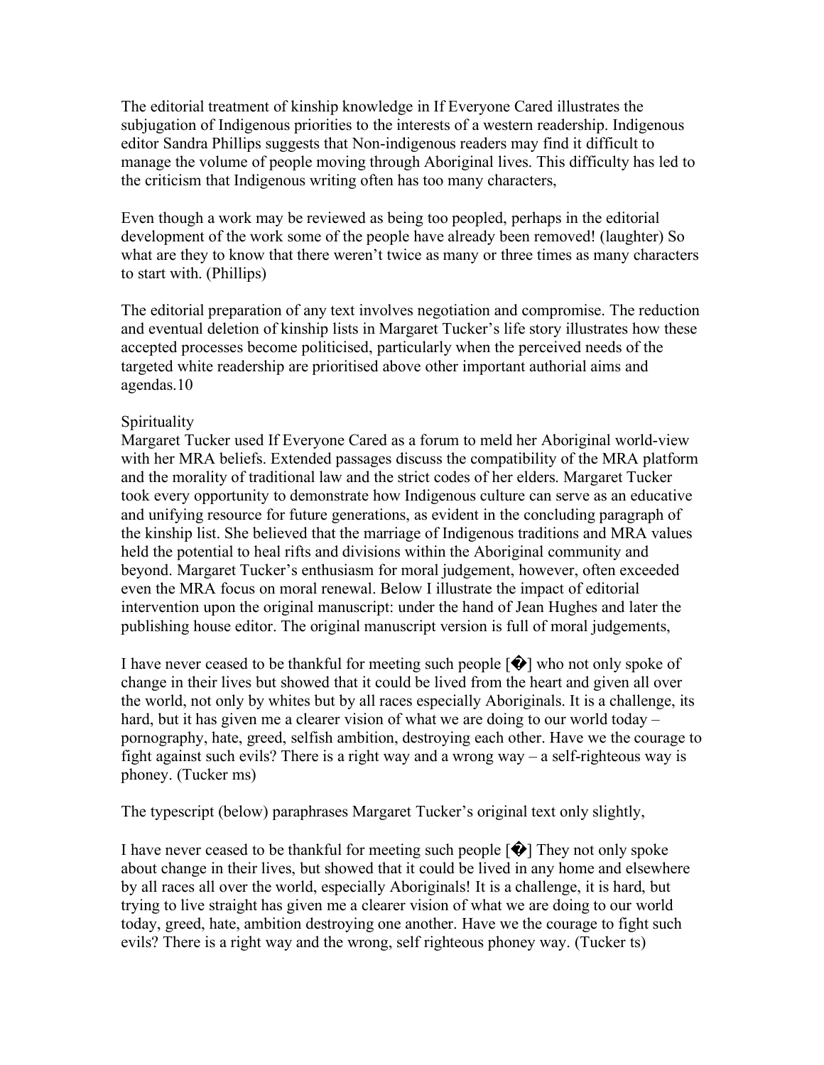The editorial treatment of kinship knowledge in If Everyone Cared illustrates the subjugation of Indigenous priorities to the interests of a western readership. Indigenous editor Sandra Phillips suggests that Non-indigenous readers may find it difficult to manage the volume of people moving through Aboriginal lives. This difficulty has led to the criticism that Indigenous writing often has too many characters,

Even though a work may be reviewed as being too peopled, perhaps in the editorial development of the work some of the people have already been removed! (laughter) So what are they to know that there weren't twice as many or three times as many characters to start with. (Phillips)

The editorial preparation of any text involves negotiation and compromise. The reduction and eventual deletion of kinship lists in Margaret Tucker's life story illustrates how these accepted processes become politicised, particularly when the perceived needs of the targeted white readership are prioritised above other important authorial aims and agendas.10

## Spirituality

Margaret Tucker used If Everyone Cared as a forum to meld her Aboriginal world-view with her MRA beliefs. Extended passages discuss the compatibility of the MRA platform and the morality of traditional law and the strict codes of her elders. Margaret Tucker took every opportunity to demonstrate how Indigenous culture can serve as an educative and unifying resource for future generations, as evident in the concluding paragraph of the kinship list. She believed that the marriage of Indigenous traditions and MRA values held the potential to heal rifts and divisions within the Aboriginal community and beyond. Margaret Tucker's enthusiasm for moral judgement, however, often exceeded even the MRA focus on moral renewal. Below I illustrate the impact of editorial intervention upon the original manuscript: under the hand of Jean Hughes and later the publishing house editor. The original manuscript version is full of moral judgements,

I have never ceased to be thankful for meeting such people [�] who not only spoke of change in their lives but showed that it could be lived from the heart and given all over the world, not only by whites but by all races especially Aboriginals. It is a challenge, its hard, but it has given me a clearer vision of what we are doing to our world today – pornography, hate, greed, selfish ambition, destroying each other. Have we the courage to fight against such evils? There is a right way and a wrong way – a self-righteous way is phoney. (Tucker ms)

The typescript (below) paraphrases Margaret Tucker's original text only slightly,

I have never ceased to be thankful for meeting such people [�] They not only spoke about change in their lives, but showed that it could be lived in any home and elsewhere by all races all over the world, especially Aboriginals! It is a challenge, it is hard, but trying to live straight has given me a clearer vision of what we are doing to our world today, greed, hate, ambition destroying one another. Have we the courage to fight such evils? There is a right way and the wrong, self righteous phoney way. (Tucker ts)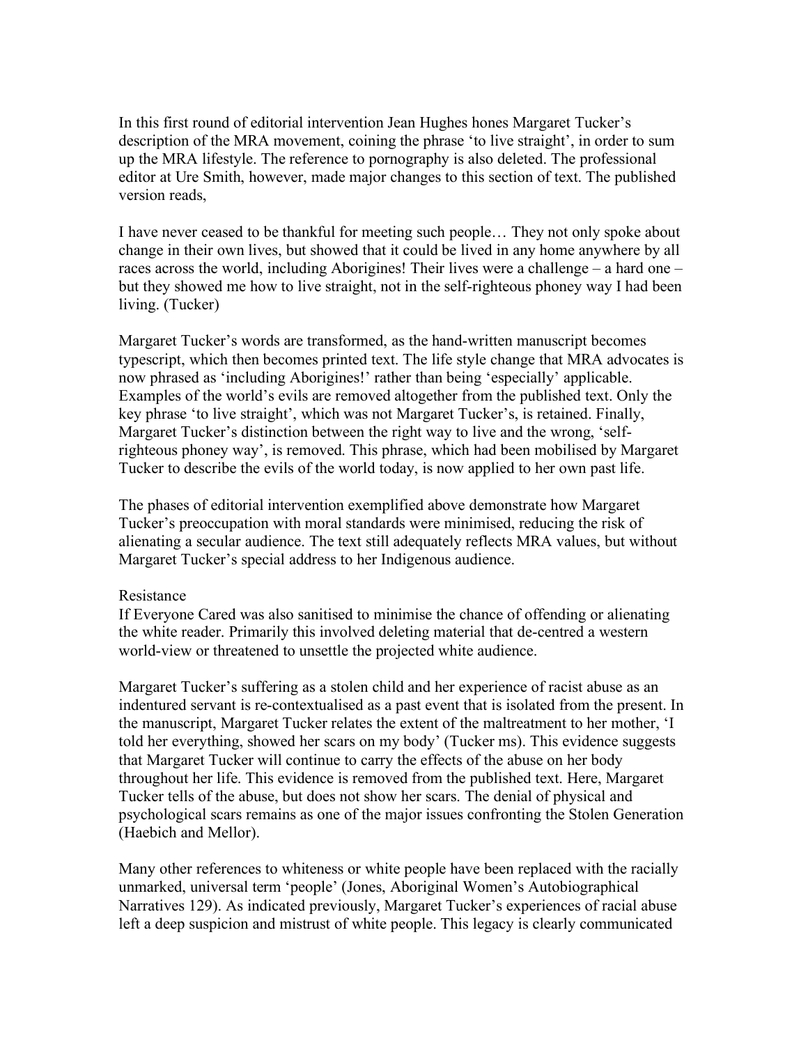In this first round of editorial intervention Jean Hughes hones Margaret Tucker's description of the MRA movement, coining the phrase 'to live straight', in order to sum up the MRA lifestyle. The reference to pornography is also deleted. The professional editor at Ure Smith, however, made major changes to this section of text. The published version reads,

I have never ceased to be thankful for meeting such people… They not only spoke about change in their own lives, but showed that it could be lived in any home anywhere by all races across the world, including Aborigines! Their lives were a challenge – a hard one – but they showed me how to live straight, not in the self-righteous phoney way I had been living. (Tucker)

Margaret Tucker's words are transformed, as the hand-written manuscript becomes typescript, which then becomes printed text. The life style change that MRA advocates is now phrased as 'including Aborigines!' rather than being 'especially' applicable. Examples of the world's evils are removed altogether from the published text. Only the key phrase 'to live straight', which was not Margaret Tucker's, is retained. Finally, Margaret Tucker's distinction between the right way to live and the wrong, 'self-righteous phoney way', is removed. This phrase, which had been mobilised by Margaret Tucker to describe the evils of the world today, is now applied to her own past life.

The phases of editorial intervention exemplified above demonstrate how Margaret Tucker's preoccupation with moral standards were minimised, reducing the risk of alienating a secular audience. The text still adequately reflects MRA values, but without Margaret Tucker's special address to her Indigenous audience.

## Resistance

If Everyone Cared was also sanitised to minimise the chance of offending or alienating the white reader. Primarily this involved deleting material that de-centred a western world-view or threatened to unsettle the projected white audience.

Margaret Tucker's suffering as a stolen child and her experience of racist abuse as an indentured servant is re-contextualised as a past event that is isolated from the present. In the manuscript, Margaret Tucker relates the extent of the maltreatment to her mother, 'I told her everything, showed her scars on my body' (Tucker ms). This evidence suggests that Margaret Tucker will continue to carry the effects of the abuse on her body throughout her life. This evidence is removed from the published text. Here, Margaret Tucker tells of the abuse, but does not show her scars. The denial of physical and psychological scars remains as one of the major issues confronting the Stolen Generation (Haebich and Mellor).

Many other references to whiteness or white people have been replaced with the racially unmarked, universal term 'people' (Jones, Aboriginal Women's Autobiographical Narratives 129). As indicated previously, Margaret Tucker's experiences of racial abuse left a deep suspicion and mistrust of white people. This legacy is clearly communicated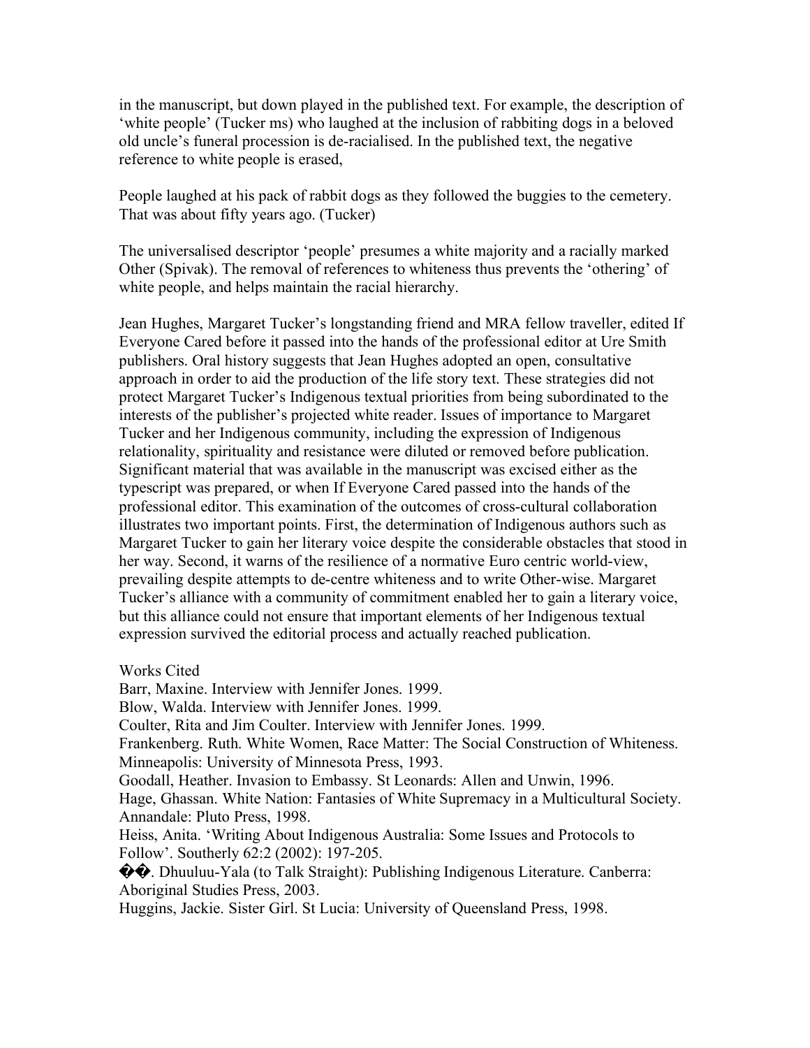in the manuscript, but down played in the published text. For example, the description of 'white people' (Tucker ms) who laughed at the inclusion of rabbiting dogs in a beloved old uncle's funeral procession is de-racialised. In the published text, the negative reference to white people is erased,

People laughed at his pack of rabbit dogs as they followed the buggies to the cemetery. That was about fifty years ago. (Tucker)

The universalised descriptor 'people' presumes a white majority and a racially marked Other (Spivak). The removal of references to whiteness thus prevents the 'othering' of white people, and helps maintain the racial hierarchy.

Jean Hughes, Margaret Tucker's longstanding friend and MRA fellow traveller, edited If Everyone Cared before it passed into the hands of the professional editor at Ure Smith publishers. Oral history suggests that Jean Hughes adopted an open, consultative approach in order to aid the production of the life story text. These strategies did not protect Margaret Tucker's Indigenous textual priorities from being subordinated to the interests of the publisher's projected white reader. Issues of importance to Margaret Tucker and her Indigenous community, including the expression of Indigenous relationality, spirituality and resistance were diluted or removed before publication. Significant material that was available in the manuscript was excised either as the typescript was prepared, or when If Everyone Cared passed into the hands of the professional editor. This examination of the outcomes of cross-cultural collaboration illustrates two important points. First, the determination of Indigenous authors such as Margaret Tucker to gain her literary voice despite the considerable obstacles that stood in her way. Second, it warns of the resilience of a normative Euro centric world-view, prevailing despite attempts to de-centre whiteness and to write Other-wise. Margaret Tucker's alliance with a community of commitment enabled her to gain a literary voice, but this alliance could not ensure that important elements of her Indigenous textual expression survived the editorial process and actually reached publication.

Works Cited

Barr, Maxine. Interview with Jennifer Jones. 1999.
Blow, Walda. Interview with Jennifer Jones. 1999.
Coulter, Rita and Jim Coulter. Interview with Jennifer Jones. 1999.
Frankenberg. Ruth. White Women, Race Matter: The Social Construction of Whiteness. Minneapolis: University of Minnesota Press, 1993.
Goodall, Heather. Invasion to Embassy. St Leonards: Allen and Unwin, 1996.
Hage, Ghassan. White Nation: Fantasies of White Supremacy in a Multicultural Society. Annandale: Pluto Press, 1998.
Heiss, Anita. 'Writing About Indigenous Australia: Some Issues and Protocols to Follow'. Southerly 62:2 (2002): 197-205.
��. Dhuuluu-Yala (to Talk Straight): Publishing Indigenous Literature. Canberra: Aboriginal Studies Press, 2003.
Huggins, Jackie. Sister Girl. St Lucia: University of Queensland Press, 1998.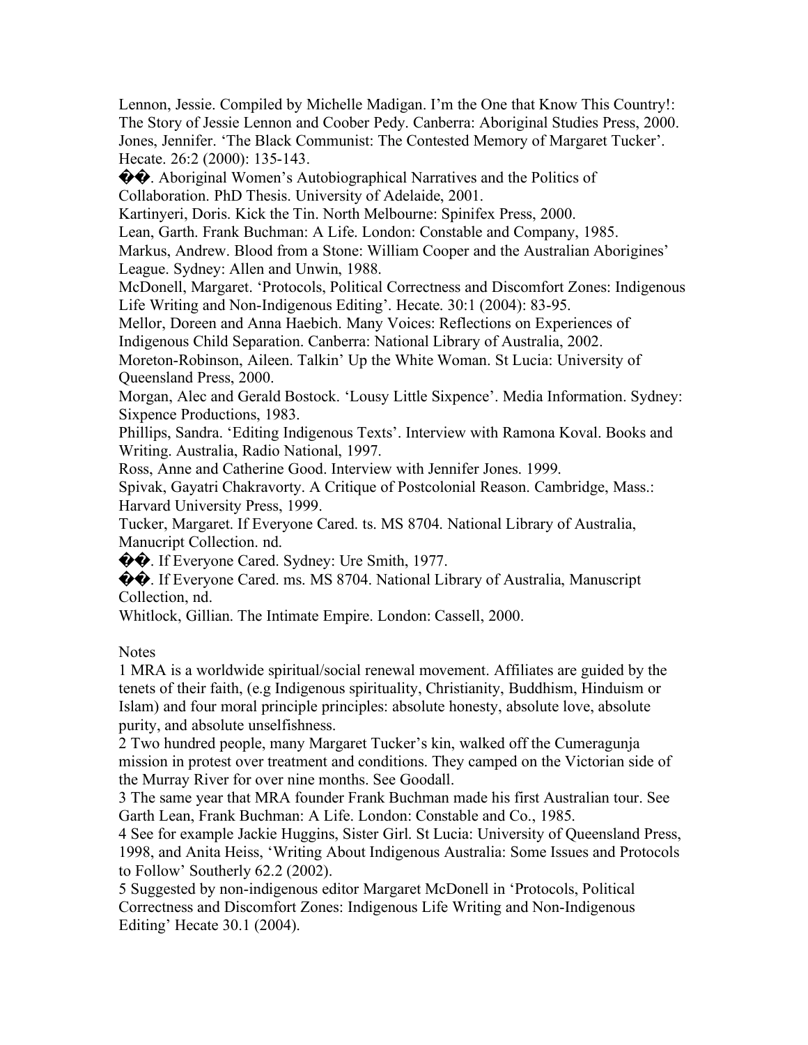Lennon, Jessie. Compiled by Michelle Madigan. I'm the One that Know This Country!: The Story of Jessie Lennon and Coober Pedy. Canberra: Aboriginal Studies Press, 2000.

Jones, Jennifer. 'The Black Communist: The Contested Memory of Margaret Tucker'. Hecate. 26:2 (2000): 135-143.

��. Aboriginal Women's Autobiographical Narratives and the Politics of Collaboration. PhD Thesis. University of Adelaide, 2001.

Kartinyeri, Doris. Kick the Tin. North Melbourne: Spinifex Press, 2000.

Lean, Garth. Frank Buchman: A Life. London: Constable and Company, 1985.

Markus, Andrew. Blood from a Stone: William Cooper and the Australian Aborigines' League. Sydney: Allen and Unwin, 1988.

McDonell, Margaret. 'Protocols, Political Correctness and Discomfort Zones: Indigenous Life Writing and Non-Indigenous Editing'. Hecate. 30:1 (2004): 83-95.

Mellor, Doreen and Anna Haebich. Many Voices: Reflections on Experiences of Indigenous Child Separation. Canberra: National Library of Australia, 2002.

Moreton-Robinson, Aileen. Talkin' Up the White Woman. St Lucia: University of Queensland Press, 2000.

Morgan, Alec and Gerald Bostock. 'Lousy Little Sixpence'. Media Information. Sydney: Sixpence Productions, 1983.

Phillips, Sandra. 'Editing Indigenous Texts'. Interview with Ramona Koval. Books and Writing. Australia, Radio National, 1997.

Ross, Anne and Catherine Good. Interview with Jennifer Jones. 1999.

Spivak, Gayatri Chakravorty. A Critique of Postcolonial Reason. Cambridge, Mass.: Harvard University Press, 1999.

Tucker, Margaret. If Everyone Cared. ts. MS 8704. National Library of Australia, Manucript Collection. nd.

��. If Everyone Cared. Sydney: Ure Smith, 1977.

��. If Everyone Cared. ms. MS 8704. National Library of Australia, Manuscript Collection, nd.

Whitlock, Gillian. The Intimate Empire. London: Cassell, 2000.

Notes

1 MRA is a worldwide spiritual/social renewal movement. Affiliates are guided by the tenets of their faith, (e.g Indigenous spirituality, Christianity, Buddhism, Hinduism or Islam) and four moral principle principles: absolute honesty, absolute love, absolute purity, and absolute unselfishness.

2 Two hundred people, many Margaret Tucker's kin, walked off the Cumeragunja mission in protest over treatment and conditions. They camped on the Victorian side of the Murray River for over nine months. See Goodall.

3 The same year that MRA founder Frank Buchman made his first Australian tour. See Garth Lean, Frank Buchman: A Life. London: Constable and Co., 1985.

4 See for example Jackie Huggins, Sister Girl. St Lucia: University of Queensland Press, 1998, and Anita Heiss, 'Writing About Indigenous Australia: Some Issues and Protocols to Follow' Southerly 62.2 (2002).

5 Suggested by non-indigenous editor Margaret McDonell in 'Protocols, Political Correctness and Discomfort Zones: Indigenous Life Writing and Non-Indigenous Editing' Hecate 30.1 (2004).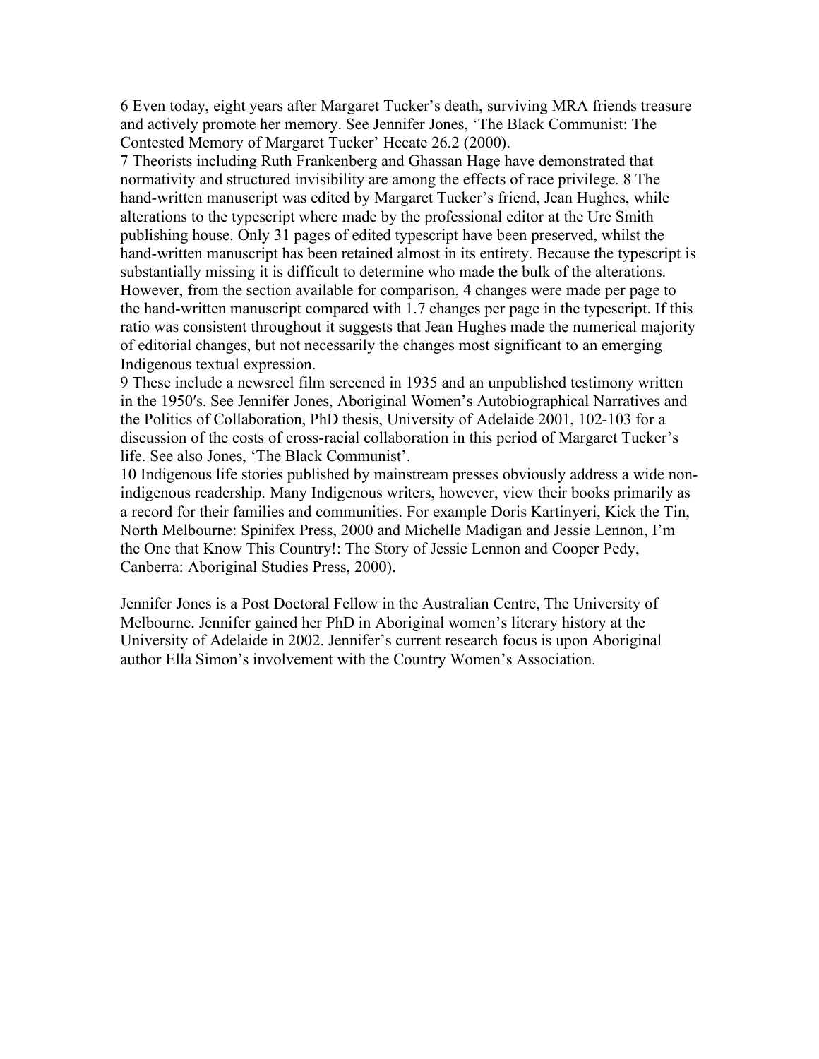6 Even today, eight years after Margaret Tucker's death, surviving MRA friends treasure and actively promote her memory. See Jennifer Jones, 'The Black Communist: The Contested Memory of Margaret Tucker' Hecate 26.2 (2000).

7 Theorists including Ruth Frankenberg and Ghassan Hage have demonstrated that normativity and structured invisibility are among the effects of race privilege.

8 The hand-written manuscript was edited by Margaret Tucker's friend, Jean Hughes, while alterations to the typescript where made by the professional editor at the Ure Smith publishing house. Only 31 pages of edited typescript have been preserved, whilst the hand-written manuscript has been retained almost in its entirety. Because the typescript is substantially missing it is difficult to determine who made the bulk of the alterations. However, from the section available for comparison, 4 changes were made per page to the hand-written manuscript compared with 1.7 changes per page in the typescript. If this ratio was consistent throughout it suggests that Jean Hughes made the numerical majority of editorial changes, but not necessarily the changes most significant to an emerging Indigenous textual expression.

9 These include a newsreel film screened in 1935 and an unpublished testimony written in the 1950′s. See Jennifer Jones, Aboriginal Women's Autobiographical Narratives and the Politics of Collaboration, PhD thesis, University of Adelaide 2001, 102-103 for a discussion of the costs of cross-racial collaboration in this period of Margaret Tucker's life. See also Jones, 'The Black Communist'.

10 Indigenous life stories published by mainstream presses obviously address a wide non-indigenous readership. Many Indigenous writers, however, view their books primarily as a record for their families and communities. For example Doris Kartinyeri, Kick the Tin, North Melbourne: Spinifex Press, 2000 and Michelle Madigan and Jessie Lennon, I'm the One that Know This Country!: The Story of Jessie Lennon and Cooper Pedy, Canberra: Aboriginal Studies Press, 2000).

Jennifer Jones is a Post Doctoral Fellow in the Australian Centre, The University of Melbourne. Jennifer gained her PhD in Aboriginal women's literary history at the University of Adelaide in 2002. Jennifer's current research focus is upon Aboriginal author Ella Simon's involvement with the Country Women's Association.